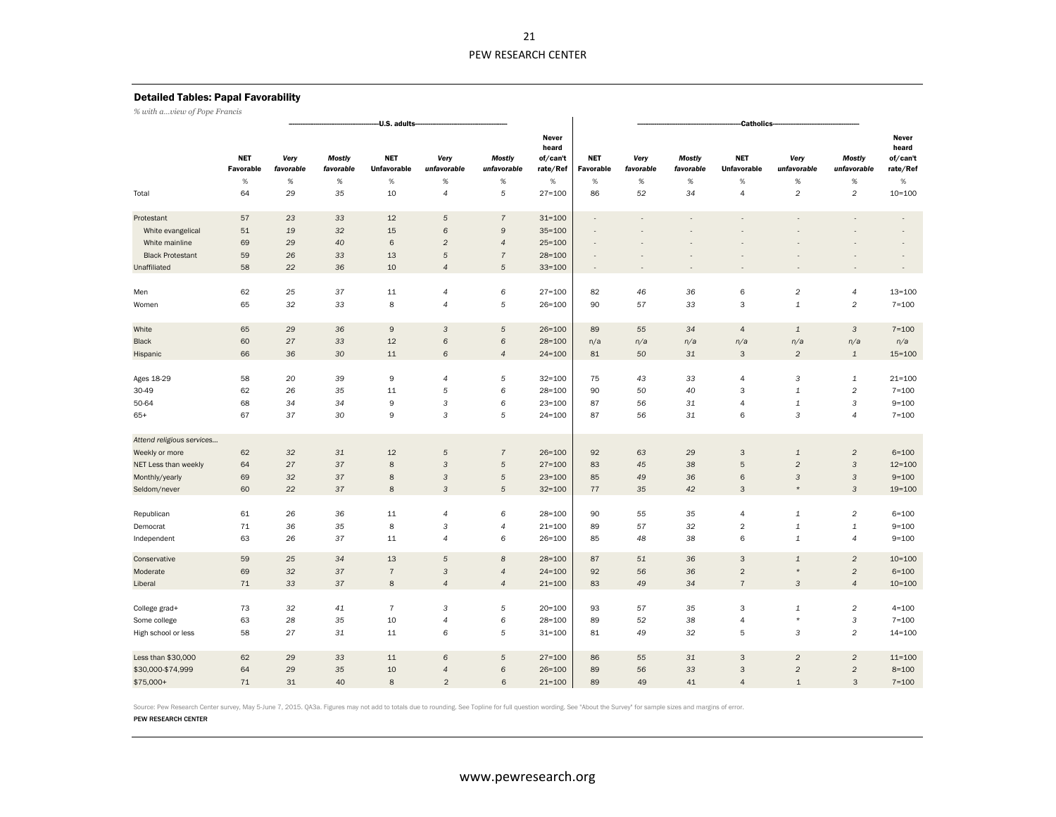## Detailed Tables: Papal Favorability

*% with a…view of Pope Francis*

| | U.S. adults | | | | | | | Catholics | | | | | | |
|---|---|---|---|---|---|---|---|---|---|---|---|---|---|---|
| | NET Favorable | *Very favorable* | *Mostly favorable* | NET Unfavorable | *Very unfavorable* | *Mostly unfavorable* | Never heard of/can't rate/Ref | NET Favorable | *Very favorable* | *Mostly favorable* | NET Unfavorable | *Very unfavorable* | *Mostly unfavorable* | Never heard of/can't rate/Ref |
| | % | % | % | % | % | % | % | % | % | % | % | % | % | % |
| Total | 64 | *29* | *35* | 10 | *4* | *5* | 27=100 | 86 | *52* | *34* | 4 | *2* | *2* | 10=100 |
| Protestant | 57 | *23* | *33* | 12 | *5* | *7* | 31=100 | - | - | - | - | - | - | - |
| White evangelical | 51 | *19* | *32* | 15 | *6* | *9* | 35=100 | - | - | - | - | - | - | - |
| White mainline | 69 | *29* | *40* | 6 | *2* | *4* | 25=100 | - | - | - | - | - | - | - |
| Black Protestant | 59 | *26* | *33* | 13 | *5* | *7* | 28=100 | - | - | - | - | - | - | - |
| Unaffiliated | 58 | *22* | *36* | 10 | *4* | *5* | 33=100 | - | - | - | - | - | - | - |
| Men | 62 | *25* | *37* | 11 | *4* | *6* | 27=100 | 82 | *46* | *36* | 6 | *2* | *4* | 13=100 |
| Women | 65 | *32* | *33* | 8 | *4* | *5* | 26=100 | 90 | *57* | *33* | 3 | *1* | *2* | 7=100 |
| White | 65 | *29* | *36* | 9 | *3* | *5* | 26=100 | 89 | *55* | *34* | 4 | *1* | *3* | 7=100 |
| Black | 60 | *27* | *33* | 12 | *6* | *6* | 28=100 | n/a | *n/a* | *n/a* | n/a | *n/a* | *n/a* | n/a |
| Hispanic | 66 | *36* | *30* | 11 | *6* | *4* | 24=100 | 81 | *50* | *31* | 3 | *2* | *1* | 15=100 |
| Ages 18-29 | 58 | *20* | *39* | 9 | *4* | *5* | 32=100 | 75 | *43* | *33* | 4 | *3* | *1* | 21=100 |
| 30-49 | 62 | *26* | *35* | 11 | *5* | *6* | 28=100 | 90 | *50* | *40* | 3 | *1* | *2* | 7=100 |
| 50-64 | 68 | *34* | *34* | 9 | *3* | *6* | 23=100 | 87 | *56* | *31* | 4 | *1* | *3* | 9=100 |
| 65+ | 67 | *37* | *30* | 9 | *3* | *5* | 24=100 | 87 | *56* | *31* | 6 | *3* | *4* | 7=100 |
| *Attend religious services…* | | | | | | | | | | | | | | |
| Weekly or more | 62 | *32* | *31* | 12 | *5* | *7* | 26=100 | 92 | *63* | *29* | 3 | *1* | *2* | 6=100 |
| NET Less than weekly | 64 | *27* | *37* | 8 | *3* | *5* | 27=100 | 83 | *45* | *38* | 5 | *2* | *3* | 12=100 |
| Monthly/yearly | 69 | *32* | *37* | 8 | *3* | *5* | 23=100 | 85 | *49* | *36* | 6 | *3* | *3* | 9=100 |
| Seldom/never | 60 | *22* | *37* | 8 | *3* | *5* | 32=100 | 77 | *35* | *42* | 3 | *** | *3* | 19=100 |
| Republican | 61 | *26* | *36* | 11 | *4* | *6* | 28=100 | 90 | *55* | *35* | 4 | *1* | *2* | 6=100 |
| Democrat | 71 | *36* | *35* | 8 | *3* | *4* | 21=100 | 89 | *57* | *32* | 2 | *1* | *1* | 9=100 |
| Independent | 63 | *26* | *37* | 11 | *4* | *6* | 26=100 | 85 | *48* | *38* | 6 | *1* | *4* | 9=100 |
| Conservative | 59 | *25* | *34* | 13 | *5* | *8* | 28=100 | 87 | *51* | *36* | 3 | *1* | *2* | 10=100 |
| Moderate | 69 | *32* | *37* | 7 | *3* | *4* | 24=100 | 92 | *56* | *36* | 2 | *** | *2* | 6=100 |
| Liberal | 71 | *33* | *37* | 8 | *4* | *4* | 21=100 | 83 | *49* | *34* | 7 | *3* | *4* | 10=100 |
| College grad+ | 73 | *32* | *41* | 7 | *3* | *5* | 20=100 | 93 | *57* | *35* | 3 | *1* | *2* | 4=100 |
| Some college | 63 | *28* | *35* | 10 | *4* | *6* | 28=100 | 89 | *52* | *38* | 4 | *** | *3* | 7=100 |
| High school or less | 58 | *27* | *31* | 11 | *6* | *5* | 31=100 | 81 | *49* | *32* | 5 | *3* | *2* | 14=100 |
| Less than $30,000 | 62 | *29* | *33* | 11 | *6* | *5* | 27=100 | 86 | *55* | *31* | 3 | *2* | *2* | 11=100 |
| $30,000-$74,999 | 64 | *29* | *35* | 10 | *4* | *6* | 26=100 | 89 | *56* | *33* | 3 | *2* | *2* | 8=100 |
| $75,000+ | 71 | 31 | 40 | 8 | 2 | 6 | 21=100 | 89 | 49 | 41 | 4 | 1 | 3 | 7=100 |

Source: Pew Research Center survey, May 5-June 7, 2015. QA3a. Figures may not add to totals due to rounding. See Topline for full question wording. See "About the Survey" for sample sizes and margins of error.

PEW RESEARCH CENTER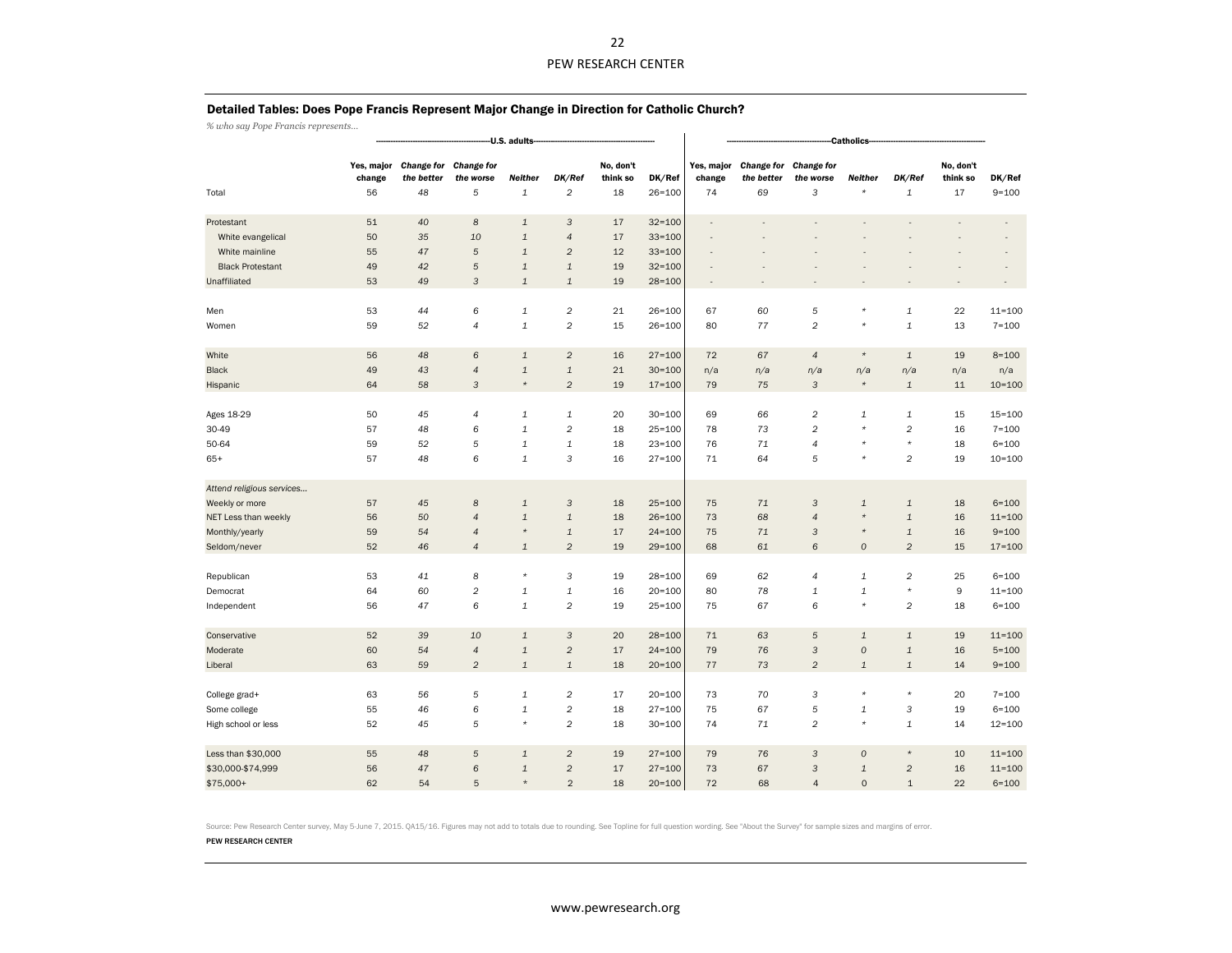## Detailed Tables: Does Pope Francis Represent Major Change in Direction for Catholic Church?

*% who say Pope Francis represents…*

| | U.S. adults | | | | | | | Catholics | | | | | | |
|---|---|---|---|---|---|---|---|---|---|---|---|---|---|---|
| | Yes, major change | *Change for the better* | *Change for the worse* | *Neither* | *DK/Ref* | No, don't think so | DK/Ref | Yes, major change | *Change for the better* | *Change for the worse* | *Neither* | *DK/Ref* | No, don't think so | DK/Ref |
| Total | 56 | *48* | *5* | *1* | *2* | 18 | 26=100 | 74 | *69* | *3* | * | *1* | 17 | 9=100 |
| Protestant | 51 | *40* | *8* | *1* | *3* | 17 | 32=100 | - | - | - | - | - | - | - |
| White evangelical | 50 | *35* | *10* | *1* | *4* | 17 | 33=100 | - | - | - | - | - | - | - |
| White mainline | 55 | *47* | *5* | *1* | *2* | 12 | 33=100 | - | - | - | - | - | - | - |
| Black Protestant | 49 | *42* | *5* | *1* | *1* | 19 | 32=100 | - | - | - | - | - | - | - |
| Unaffiliated | 53 | *49* | *3* | *1* | *1* | 19 | 28=100 | - | - | - | - | - | - | - |
| Men | 53 | *44* | *6* | *1* | *2* | 21 | 26=100 | 67 | *60* | *5* | * | *1* | 22 | 11=100 |
| Women | 59 | *52* | *4* | *1* | *2* | 15 | 26=100 | 80 | *77* | *2* | * | *1* | 13 | 7=100 |
| White | 56 | *48* | *6* | *1* | *2* | 16 | 27=100 | 72 | *67* | *4* | * | *1* | 19 | 8=100 |
| Black | 49 | *43* | *4* | *1* | *1* | 21 | 30=100 | n/a | *n/a* | *n/a* | *n/a* | *n/a* | n/a | n/a |
| Hispanic | 64 | *58* | *3* | * | *2* | 19 | 17=100 | 79 | *75* | *3* | * | *1* | 11 | 10=100 |
| Ages 18-29 | 50 | *45* | *4* | *1* | *1* | 20 | 30=100 | 69 | *66* | *2* | *1* | *1* | 15 | 15=100 |
| 30-49 | 57 | *48* | *6* | *1* | *2* | 18 | 25=100 | 78 | *73* | *2* | * | *2* | 16 | 7=100 |
| 50-64 | 59 | *52* | *5* | *1* | *1* | 18 | 23=100 | 76 | *71* | *4* | * | * | 18 | 6=100 |
| 65+ | 57 | *48* | *6* | *1* | *3* | 16 | 27=100 | 71 | *64* | *5* | * | *2* | 19 | 10=100 |
| *Attend religious services…* | | | | | | | | | | | | | | |
| Weekly or more | 57 | *45* | *8* | *1* | *3* | 18 | 25=100 | 75 | *71* | *3* | *1* | *1* | 18 | 6=100 |
| NET Less than weekly | 56 | *50* | *4* | *1* | *1* | 18 | 26=100 | 73 | *68* | *4* | * | *1* | 16 | 11=100 |
| Monthly/yearly | 59 | *54* | *4* | * | *1* | 17 | 24=100 | 75 | *71* | *3* | * | *1* | 16 | 9=100 |
| Seldom/never | 52 | *46* | *4* | *1* | *2* | 19 | 29=100 | 68 | *61* | *6* | *0* | *2* | 15 | 17=100 |
| Republican | 53 | *41* | *8* | * | *3* | 19 | 28=100 | 69 | *62* | *4* | *1* | *2* | 25 | 6=100 |
| Democrat | 64 | *60* | *2* | *1* | *1* | 16 | 20=100 | 80 | *78* | *1* | *1* | * | 9 | 11=100 |
| Independent | 56 | *47* | *6* | *1* | *2* | 19 | 25=100 | 75 | *67* | *6* | * | *2* | 18 | 6=100 |
| Conservative | 52 | *39* | *10* | *1* | *3* | 20 | 28=100 | 71 | *63* | *5* | *1* | *1* | 19 | 11=100 |
| Moderate | 60 | *54* | *4* | *1* | *2* | 17 | 24=100 | 79 | *76* | *3* | *0* | *1* | 16 | 5=100 |
| Liberal | 63 | *59* | *2* | *1* | *1* | 18 | 20=100 | 77 | *73* | *2* | *1* | *1* | 14 | 9=100 |
| College grad+ | 63 | *56* | *5* | *1* | *2* | 17 | 20=100 | 73 | *70* | *3* | * | * | 20 | 7=100 |
| Some college | 55 | *46* | *6* | *1* | *2* | 18 | 27=100 | 75 | *67* | *5* | *1* | *3* | 19 | 6=100 |
| High school or less | 52 | *45* | *5* | * | *2* | 18 | 30=100 | 74 | *71* | *2* | * | *1* | 14 | 12=100 |
| Less than $30,000 | 55 | *48* | *5* | *1* | *2* | 19 | 27=100 | 79 | *76* | *3* | *0* | * | 10 | 11=100 |
| $30,000-$74,999 | 56 | *47* | *6* | *1* | *2* | 17 | 27=100 | 73 | *67* | *3* | *1* | *2* | 16 | 11=100 |
| $75,000+ | 62 | 54 | 5 | * | 2 | 18 | 20=100 | 72 | 68 | 4 | 0 | 1 | 22 | 6=100 |

Source: Pew Research Center survey, May 5-June 7, 2015. QA15/16. Figures may not add to totals due to rounding. See Topline for full question wording. See "About the Survey" for sample sizes and margins of error.

PEW RESEARCH CENTER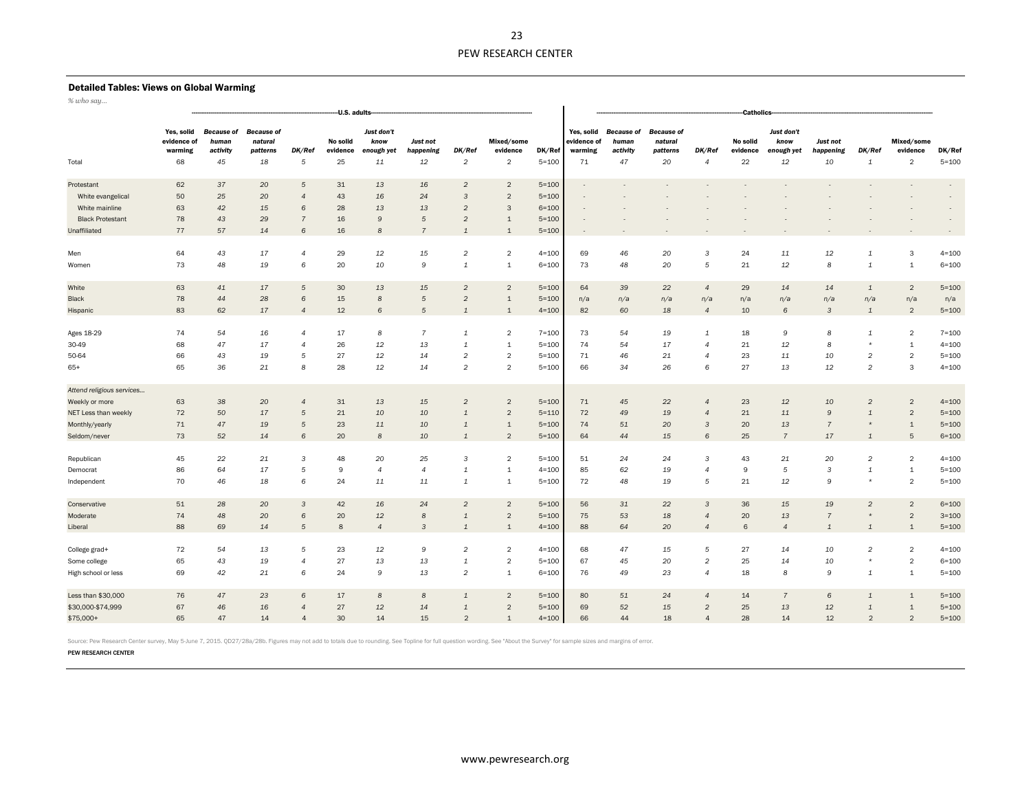### Detailed Tables: Views on Global Warming

*% who say…*

| | U.S. adults | | | | | | | | | | Catholics | | | | | | | | | |
|---|---|---|---|---|---|---|---|---|---|---|---|---|---|---|---|---|---|---|---|---|
| | Yes, solid evidence of warming | *Because of human activity* | *Because of natural patterns* | *DK/Ref* | No solid evidence | *Just don't know enough yet* | *Just not happening* | *DK/Ref* | Mixed/some evidence | DK/Ref | Yes, solid evidence of warming | *Because of human activity* | *Because of natural patterns* | *DK/Ref* | No solid evidence | *Just don't know enough yet* | *Just not happening* | *DK/Ref* | Mixed/some evidence | DK/Ref |
| Total | 68 | *45* | *18* | *5* | 25 | *11* | *12* | *2* | 2 | 5=100 | 71 | *47* | *20* | *4* | 22 | *12* | *10* | *1* | 2 | 5=100 |
| Protestant | 62 | *37* | *20* | *5* | 31 | *13* | *16* | *2* | 2 | 5=100 | - | - | - | - | - | - | - | - | - | - |
| White evangelical | 50 | *25* | *20* | *4* | 43 | *16* | *24* | *3* | 2 | 5=100 | - | - | - | - | - | - | - | - | - | - |
| White mainline | 63 | *42* | *15* | *6* | 28 | *13* | *13* | *2* | 3 | 6=100 | - | - | - | - | - | - | - | - | - | - |
| Black Protestant | 78 | *43* | *29* | *7* | 16 | *9* | *5* | *2* | 1 | 5=100 | - | - | - | - | - | - | - | - | - | - |
| Unaffiliated | 77 | *57* | *14* | *6* | 16 | *8* | *7* | *1* | 1 | 5=100 | - | - | - | - | - | - | - | - | - | - |
| Men | 64 | *43* | *17* | *4* | 29 | *12* | *15* | *2* | 2 | 4=100 | 69 | *46* | *20* | *3* | 24 | *11* | *12* | *1* | 3 | 4=100 |
| Women | 73 | *48* | *19* | *6* | 20 | *10* | *9* | *1* | 1 | 6=100 | 73 | *48* | *20* | *5* | 21 | *12* | *8* | *1* | 1 | 6=100 |
| White | 63 | *41* | *17* | *5* | 30 | *13* | *15* | *2* | 2 | 5=100 | 64 | *39* | *22* | *4* | 29 | *14* | *14* | *1* | 2 | 5=100 |
| Black | 78 | *44* | *28* | *6* | 15 | *8* | *5* | *2* | 1 | 5=100 | n/a | *n/a* | *n/a* | *n/a* | n/a | *n/a* | *n/a* | *n/a* | n/a | n/a |
| Hispanic | 83 | *62* | *17* | *4* | 12 | *6* | *5* | *1* | 1 | 4=100 | 82 | *60* | *18* | *4* | 10 | *6* | *3* | *1* | 2 | 5=100 |
| Ages 18-29 | 74 | *54* | *16* | *4* | 17 | *8* | *7* | *1* | 2 | 7=100 | 73 | *54* | *19* | *1* | 18 | *9* | *8* | *1* | 2 | 7=100 |
| 30-49 | 68 | *47* | *17* | *4* | 26 | *12* | *13* | *1* | 1 | 5=100 | 74 | *54* | *17* | *4* | 21 | *12* | *8* | * | 1 | 4=100 |
| 50-64 | 66 | *43* | *19* | *5* | 27 | *12* | *14* | *2* | 2 | 5=100 | 71 | *46* | *21* | *4* | 23 | *11* | *10* | *2* | 2 | 5=100 |
| 65+ | 65 | *36* | *21* | *8* | 28 | *12* | *14* | *2* | 2 | 5=100 | 66 | *34* | *26* | *6* | 27 | *13* | *12* | *2* | 3 | 4=100 |
| *Attend religious services…* | | | | | | | | | | | | | | | | | | | | |
| Weekly or more | 63 | *38* | *20* | *4* | 31 | *13* | *15* | *2* | 2 | 5=100 | 71 | *45* | *22* | *4* | 23 | *12* | *10* | *2* | 2 | 4=100 |
| NET Less than weekly | 72 | *50* | *17* | *5* | 21 | *10* | *10* | *1* | 2 | 5=110 | 72 | *49* | *19* | *4* | 21 | *11* | *9* | *1* | 2 | 5=100 |
| Monthly/yearly | 71 | *47* | *19* | *5* | 23 | *11* | *10* | *1* | 1 | 5=100 | 74 | *51* | *20* | *3* | 20 | *13* | *7* | * | 1 | 5=100 |
| Seldom/never | 73 | *52* | *14* | *6* | 20 | *8* | *10* | *1* | 2 | 5=100 | 64 | *44* | *15* | *6* | 25 | *7* | *17* | *1* | 5 | 6=100 |
| Republican | 45 | *22* | *21* | *3* | 48 | *20* | *25* | *3* | 2 | 5=100 | 51 | *24* | *24* | *3* | 43 | *21* | *20* | *2* | 2 | 4=100 |
| Democrat | 86 | *64* | *17* | *5* | 9 | *4* | *4* | *1* | 1 | 4=100 | 85 | *62* | *19* | *4* | 9 | *5* | *3* | *1* | 1 | 5=100 |
| Independent | 70 | *46* | *18* | *6* | 24 | *11* | *11* | *1* | 1 | 5=100 | 72 | *48* | *19* | *5* | 21 | *12* | *9* | * | 2 | 5=100 |
| Conservative | 51 | *28* | *20* | *3* | 42 | *16* | *24* | *2* | 2 | 5=100 | 56 | *31* | *22* | *3* | 36 | *15* | *19* | *2* | 2 | 6=100 |
| Moderate | 74 | *48* | *20* | *6* | 20 | *12* | *8* | *1* | 2 | 5=100 | 75 | *53* | *18* | *4* | 20 | *13* | *7* | * | 2 | 3=100 |
| Liberal | 88 | *69* | *14* | *5* | 8 | *4* | *3* | *1* | 1 | 4=100 | 88 | *64* | *20* | *4* | 6 | *4* | *1* | *1* | 1 | 5=100 |
| College grad+ | 72 | *54* | *13* | *5* | 23 | *12* | *9* | *2* | 2 | 4=100 | 68 | *47* | *15* | *5* | 27 | *14* | *10* | *2* | 2 | 4=100 |
| Some college | 65 | *43* | *19* | *4* | 27 | *13* | *13* | *1* | 2 | 5=100 | 67 | *45* | *20* | *2* | 25 | *14* | *10* | * | 2 | 6=100 |
| High school or less | 69 | *42* | *21* | *6* | 24 | *9* | *13* | *2* | 1 | 6=100 | 76 | *49* | *23* | *4* | 18 | *8* | *9* | *1* | 1 | 5=100 |
| Less than $30,000 | 76 | *47* | *23* | *6* | 17 | *8* | *8* | *1* | 2 | 5=100 | 80 | *51* | *24* | *4* | 14 | *7* | *6* | *1* | 1 | 5=100 |
| $30,000-$74,999 | 67 | *46* | *16* | *4* | 27 | *12* | *14* | *1* | 2 | 5=100 | 69 | *52* | *15* | *2* | 25 | *13* | *12* | *1* | 1 | 5=100 |
| $75,000+ | 65 | 47 | 14 | 4 | 30 | 14 | 15 | 2 | 1 | 4=100 | 66 | 44 | 18 | 4 | 28 | 14 | 12 | 2 | 2 | 5=100 |

Source: Pew Research Center survey, May 5-June 7, 2015. QD27/28a/28b. Figures may not add to totals due to rounding. See Topline for full question wording. See "About the Survey" for sample sizes and margins of error.

PEW RESEARCH CENTER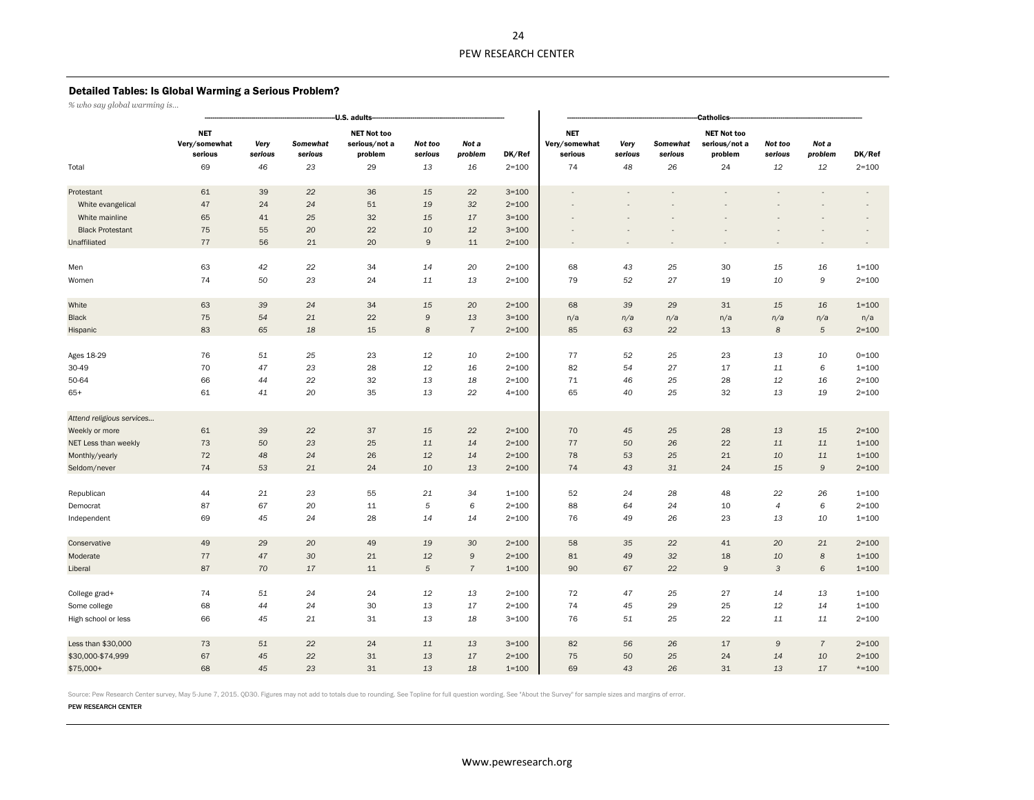### Detailed Tables: Is Global Warming a Serious Problem?

*% who say global warming is…*

| | U.S. adults | | | | | | | Catholics | | | | | | |
|---|---|---|---|---|---|---|---|---|---|---|---|---|---|---|
| | NET Very/somewhat serious | *Very serious* | *Somewhat serious* | NET Not too serious/not a problem | *Not too serious* | *Not a problem* | DK/Ref | NET Very/somewhat serious | *Very serious* | *Somewhat serious* | NET Not too serious/not a problem | *Not too serious* | *Not a problem* | DK/Ref |
| Total | 69 | *46* | *23* | 29 | *13* | *16* | 2=100 | 74 | *48* | *26* | 24 | *12* | *12* | 2=100 |
| Protestant | 61 | 39 | 22 | 36 | 15 | 22 | 3=100 | - | - | - | - | - | - | - |
| White evangelical | 47 | 24 | 24 | 51 | 19 | 32 | 2=100 | - | - | - | - | - | - | - |
| White mainline | 65 | 41 | 25 | 32 | 15 | 17 | 3=100 | - | - | - | - | - | - | - |
| Black Protestant | 75 | 55 | 20 | 22 | 10 | 12 | 3=100 | - | - | - | - | - | - | - |
| Unaffiliated | 77 | 56 | 21 | 20 | 9 | 11 | 2=100 | - | - | - | - | - | - | - |
| Men | 63 | *42* | *22* | 34 | *14* | *20* | 2=100 | 68 | *43* | *25* | 30 | *15* | *16* | 1=100 |
| Women | 74 | *50* | *23* | 24 | *11* | *13* | 2=100 | 79 | *52* | *27* | 19 | *10* | *9* | 2=100 |
| White | 63 | *39* | *24* | 34 | *15* | *20* | 2=100 | 68 | *39* | *29* | 31 | *15* | *16* | 1=100 |
| Black | 75 | *54* | *21* | 22 | *9* | *13* | 3=100 | n/a | *n/a* | *n/a* | n/a | *n/a* | *n/a* | n/a |
| Hispanic | 83 | *65* | *18* | 15 | *8* | *7* | 2=100 | 85 | *63* | *22* | 13 | *8* | *5* | 2=100 |
| Ages 18-29 | 76 | *51* | *25* | 23 | *12* | *10* | 2=100 | 77 | *52* | *25* | 23 | *13* | *10* | 0=100 |
| 30-49 | 70 | *47* | *23* | 28 | *12* | *16* | 2=100 | 82 | *54* | *27* | 17 | *11* | *6* | 1=100 |
| 50-64 | 66 | *44* | *22* | 32 | *13* | *18* | 2=100 | 71 | *46* | *25* | 28 | *12* | *16* | 2=100 |
| 65+ | 61 | *41* | *20* | 35 | *13* | *22* | 4=100 | 65 | *40* | *25* | 32 | *13* | *19* | 2=100 |
| *Attend religious services…* | | | | | | | | | | | | | | |
| Weekly or more | 61 | *39* | *22* | 37 | *15* | *22* | 2=100 | 70 | *45* | *25* | 28 | *13* | *15* | 2=100 |
| NET Less than weekly | 73 | *50* | *23* | 25 | *11* | *14* | 2=100 | 77 | *50* | *26* | 22 | *11* | *11* | 1=100 |
| Monthly/yearly | 72 | *48* | *24* | 26 | *12* | *14* | 2=100 | 78 | *53* | *25* | 21 | *10* | *11* | 1=100 |
| Seldom/never | 74 | *53* | *21* | 24 | *10* | *13* | 2=100 | 74 | *43* | *31* | 24 | *15* | *9* | 2=100 |
| Republican | 44 | *21* | *23* | 55 | *21* | *34* | 1=100 | 52 | *24* | *28* | 48 | *22* | *26* | 1=100 |
| Democrat | 87 | *67* | *20* | 11 | *5* | *6* | 2=100 | 88 | *64* | *24* | 10 | *4* | *6* | 2=100 |
| Independent | 69 | *45* | *24* | 28 | *14* | *14* | 2=100 | 76 | *49* | *26* | 23 | *13* | *10* | 1=100 |
| Conservative | 49 | *29* | *20* | 49 | *19* | *30* | 2=100 | 58 | *35* | *22* | 41 | *20* | *21* | 2=100 |
| Moderate | 77 | *47* | *30* | 21 | *12* | *9* | 2=100 | 81 | *49* | *32* | 18 | *10* | *8* | 1=100 |
| Liberal | 87 | *70* | *17* | 11 | *5* | *7* | 1=100 | 90 | *67* | *22* | 9 | *3* | *6* | 1=100 |
| College grad+ | 74 | *51* | *24* | 24 | *12* | *13* | 2=100 | 72 | *47* | *25* | 27 | *14* | *13* | 1=100 |
| Some college | 68 | *44* | *24* | 30 | *13* | *17* | 2=100 | 74 | *45* | *29* | 25 | *12* | *14* | 1=100 |
| High school or less | 66 | *45* | *21* | 31 | *13* | *18* | 3=100 | 76 | *51* | *25* | 22 | *11* | *11* | 2=100 |
| Less than $30,000 | 73 | *51* | *22* | 24 | *11* | *13* | 3=100 | 82 | *56* | *26* | 17 | *9* | *7* | 2=100 |
| $30,000-$74,999 | 67 | *45* | *22* | 31 | *13* | *17* | 2=100 | 75 | *50* | *25* | 24 | *14* | *10* | 2=100 |
| $75,000+ | 68 | *45* | *23* | 31 | *13* | *18* | 1=100 | 69 | *43* | *26* | 31 | *13* | *17* | *=100 |

Source: Pew Research Center survey, May 5-June 7, 2015. QD30. Figures may not add to totals due to rounding. See Topline for full question wording. See "About the Survey" for sample sizes and margins of error.

PEW RESEARCH CENTER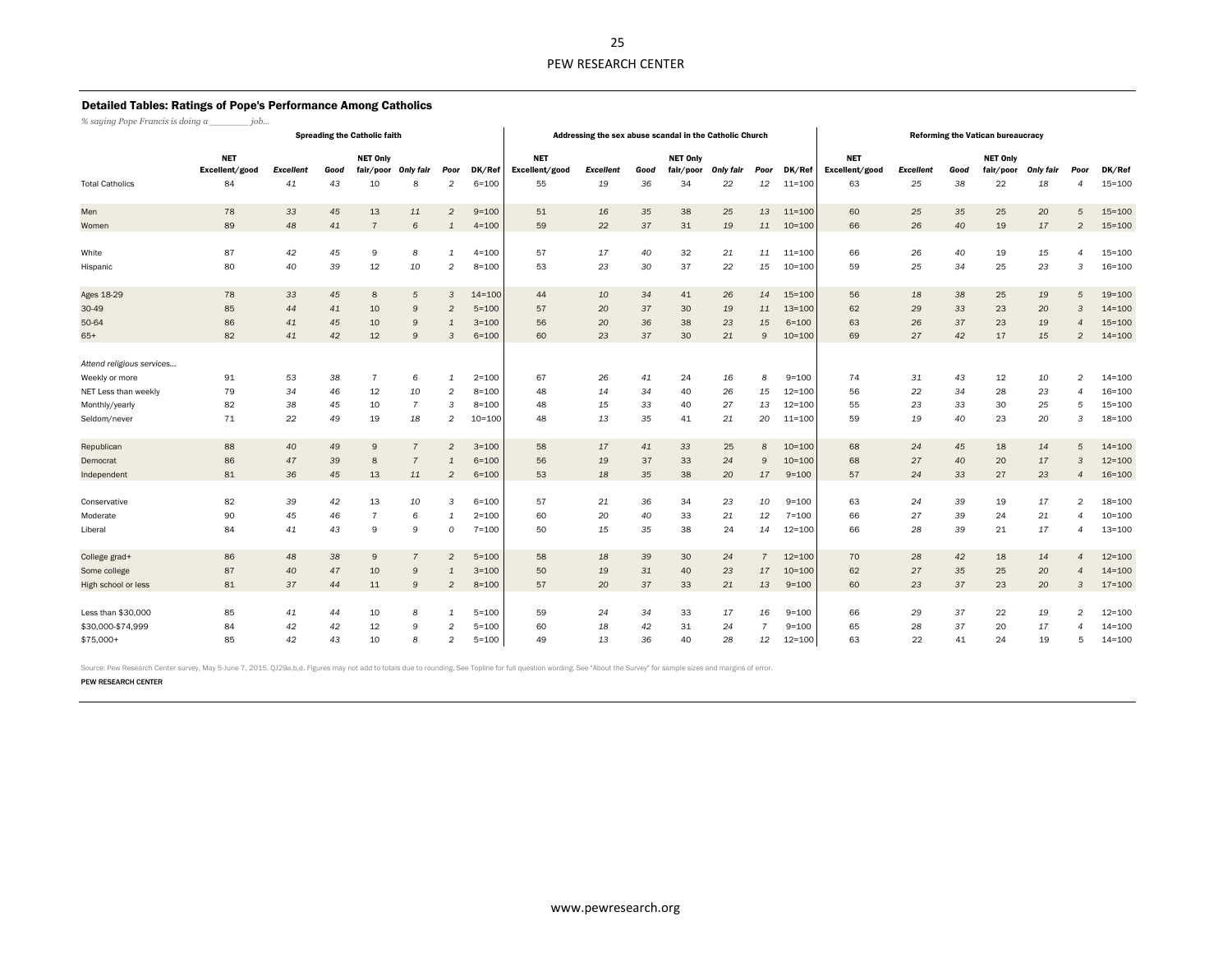### Detailed Tables: Ratings of Pope's Performance Among Catholics

*% saying Pope Francis is doing a ________ job…*

| | Spreading the Catholic faith | | | | | | | Addressing the sex abuse scandal in the Catholic Church | | | | | | | Reforming the Vatican bureaucracy | | | | | | |
|---|---|---|---|---|---|---|---|---|---|---|---|---|---|---|---|---|---|---|---|---|---|
| | NET Excellent/good | Excellent | Good | NET Only fair/poor | Only fair | Poor | DK/Ref | NET Excellent/good | Excellent | Good | NET Only fair/poor | Only fair | Poor | DK/Ref | NET Excellent/good | Excellent | Good | NET Only fair/poor | Only fair | Poor | DK/Ref |
| Total Catholics | 84 | 41 | 43 | 10 | 8 | 2 | 6=100 | 55 | 19 | 36 | 34 | 22 | 12 | 11=100 | 63 | 25 | 38 | 22 | 18 | 4 | 15=100 |
| Men | 78 | 33 | 45 | 13 | 11 | 2 | 9=100 | 51 | 16 | 35 | 38 | 25 | 13 | 11=100 | 60 | 25 | 35 | 25 | 20 | 5 | 15=100 |
| Women | 89 | 48 | 41 | 7 | 6 | 1 | 4=100 | 59 | 22 | 37 | 31 | 19 | 11 | 10=100 | 66 | 26 | 40 | 19 | 17 | 2 | 15=100 |
| White | 87 | 42 | 45 | 9 | 8 | 1 | 4=100 | 57 | 17 | 40 | 32 | 21 | 11 | 11=100 | 66 | 26 | 40 | 19 | 15 | 4 | 15=100 |
| Hispanic | 80 | 40 | 39 | 12 | 10 | 2 | 8=100 | 53 | 23 | 30 | 37 | 22 | 15 | 10=100 | 59 | 25 | 34 | 25 | 23 | 3 | 16=100 |
| Ages 18-29 | 78 | 33 | 45 | 8 | 5 | 3 | 14=100 | 44 | 10 | 34 | 41 | 26 | 14 | 15=100 | 56 | 18 | 38 | 25 | 19 | 5 | 19=100 |
| 30-49 | 85 | 44 | 41 | 10 | 9 | 2 | 5=100 | 57 | 20 | 37 | 30 | 19 | 11 | 13=100 | 62 | 29 | 33 | 23 | 20 | 3 | 14=100 |
| 50-64 | 86 | 41 | 45 | 10 | 9 | 1 | 3=100 | 56 | 20 | 36 | 38 | 23 | 15 | 6=100 | 63 | 26 | 37 | 23 | 19 | 4 | 15=100 |
| 65+ | 82 | 41 | 42 | 12 | 9 | 3 | 6=100 | 60 | 23 | 37 | 30 | 21 | 9 | 10=100 | 69 | 27 | 42 | 17 | 15 | 2 | 14=100 |
| *Attend religious services…* | | | | | | | | | | | | | | | | | | | | | |
| Weekly or more | 91 | 53 | 38 | 7 | 6 | 1 | 2=100 | 67 | 26 | 41 | 24 | 16 | 8 | 9=100 | 74 | 31 | 43 | 12 | 10 | 2 | 14=100 |
| NET Less than weekly | 79 | 34 | 46 | 12 | 10 | 2 | 8=100 | 48 | 14 | 34 | 40 | 26 | 15 | 12=100 | 56 | 22 | 34 | 28 | 23 | 4 | 16=100 |
| Monthly/yearly | 82 | 38 | 45 | 10 | 7 | 3 | 8=100 | 48 | 15 | 33 | 40 | 27 | 13 | 12=100 | 55 | 23 | 33 | 30 | 25 | 5 | 15=100 |
| Seldom/never | 71 | 22 | 49 | 19 | 18 | 2 | 10=100 | 48 | 13 | 35 | 41 | 21 | 20 | 11=100 | 59 | 19 | 40 | 23 | 20 | 3 | 18=100 |
| Republican | 88 | 40 | 49 | 9 | 7 | 2 | 3=100 | 58 | 17 | 41 | 33 | 25 | 8 | 10=100 | 68 | 24 | 45 | 18 | 14 | 5 | 14=100 |
| Democrat | 86 | 47 | 39 | 8 | 7 | 1 | 6=100 | 56 | 19 | 37 | 33 | 24 | 9 | 10=100 | 68 | 27 | 40 | 20 | 17 | 3 | 12=100 |
| Independent | 81 | 36 | 45 | 13 | 11 | 2 | 6=100 | 53 | 18 | 35 | 38 | 20 | 17 | 9=100 | 57 | 24 | 33 | 27 | 23 | 4 | 16=100 |
| Conservative | 82 | 39 | 42 | 13 | 10 | 3 | 6=100 | 57 | 21 | 36 | 34 | 23 | 10 | 9=100 | 63 | 24 | 39 | 19 | 17 | 2 | 18=100 |
| Moderate | 90 | 45 | 46 | 7 | 6 | 1 | 2=100 | 60 | 20 | 40 | 33 | 21 | 12 | 7=100 | 66 | 27 | 39 | 24 | 21 | 4 | 10=100 |
| Liberal | 84 | 41 | 43 | 9 | 9 | 0 | 7=100 | 50 | 15 | 35 | 38 | 24 | 14 | 12=100 | 66 | 28 | 39 | 21 | 17 | 4 | 13=100 |
| College grad+ | 86 | 48 | 38 | 9 | 7 | 2 | 5=100 | 58 | 18 | 39 | 30 | 24 | 7 | 12=100 | 70 | 28 | 42 | 18 | 14 | 4 | 12=100 |
| Some college | 87 | 40 | 47 | 10 | 9 | 1 | 3=100 | 50 | 19 | 31 | 40 | 23 | 17 | 10=100 | 62 | 27 | 35 | 25 | 20 | 4 | 14=100 |
| High school or less | 81 | 37 | 44 | 11 | 9 | 2 | 8=100 | 57 | 20 | 37 | 33 | 21 | 13 | 9=100 | 60 | 23 | 37 | 23 | 20 | 3 | 17=100 |
| Less than $30,000 | 85 | 41 | 44 | 10 | 8 | 1 | 5=100 | 59 | 24 | 34 | 33 | 17 | 16 | 9=100 | 66 | 29 | 37 | 22 | 19 | 2 | 12=100 |
| $30,000-$74,999 | 84 | 42 | 42 | 12 | 9 | 2 | 5=100 | 60 | 18 | 42 | 31 | 24 | 7 | 9=100 | 65 | 28 | 37 | 20 | 17 | 4 | 14=100 |
| $75,000+ | 85 | 42 | 43 | 10 | 8 | 2 | 5=100 | 49 | 13 | 36 | 40 | 28 | 12 | 12=100 | 63 | 22 | 41 | 24 | 19 | 5 | 14=100 |

Source: Pew Research Center survey, May 5-June 7, 2015. QJ29a,b,d. Figures may not add to totals due to rounding. See Topline for full question wording. See "About the Survey" for sample sizes and margins of error.

PEW RESEARCH CENTER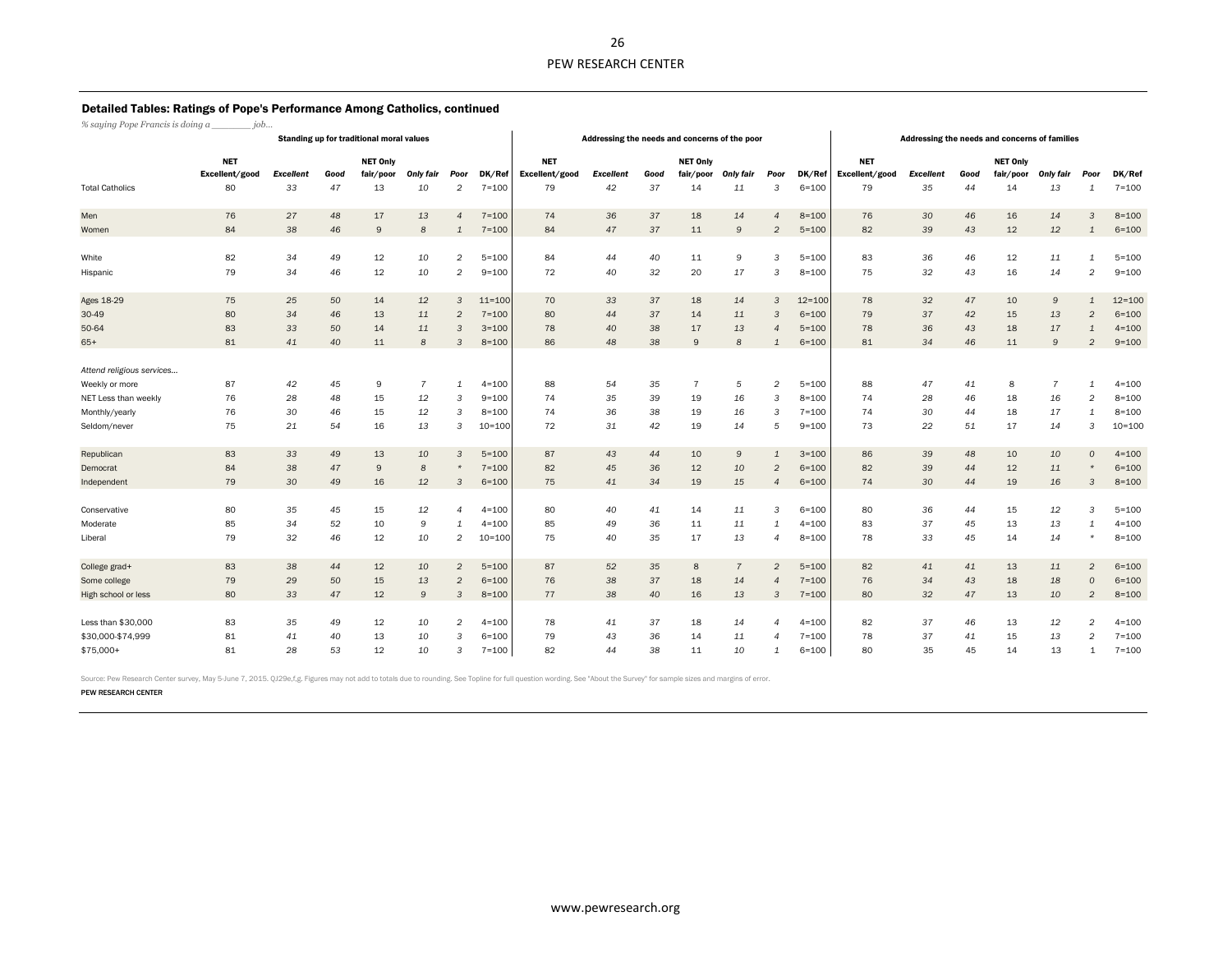### Detailed Tables: Ratings of Pope's Performance Among Catholics, continued

*% saying Pope Francis is doing a \_\_\_\_\_\_\_ job…*

| | Standing up for traditional moral values | | | | | | | Addressing the needs and concerns of the poor | | | | | | | Addressing the needs and concerns of families | | | | | | |
|---|---|---|---|---|---|---|---|---|---|---|---|---|---|---|---|---|---|---|---|---|---|
| | NET Excellent/good | *Excellent* | *Good* | NET Only fair/poor | *Only fair* | *Poor* | DK/Ref | NET Excellent/good | *Excellent* | *Good* | NET Only fair/poor | *Only fair* | *Poor* | DK/Ref | NET Excellent/good | *Excellent* | *Good* | NET Only fair/poor | *Only fair* | *Poor* | DK/Ref |
| Total Catholics | 80 | *33* | *47* | 13 | *10* | *2* | 7=100 | 79 | *42* | *37* | 14 | *11* | *3* | 6=100 | 79 | *35* | *44* | 14 | *13* | *1* | 7=100 |
| Men | 76 | *27* | *48* | 17 | *13* | *4* | 7=100 | 74 | *36* | *37* | 18 | *14* | *4* | 8=100 | 76 | *30* | *46* | 16 | *14* | *3* | 8=100 |
| Women | 84 | *38* | *46* | 9 | *8* | *1* | 7=100 | 84 | *47* | *37* | 11 | *9* | *2* | 5=100 | 82 | *39* | *43* | 12 | *12* | *1* | 6=100 |
| White | 82 | *34* | *49* | 12 | *10* | *2* | 5=100 | 84 | *44* | *40* | 11 | *9* | *3* | 5=100 | 83 | *36* | *46* | 12 | *11* | *1* | 5=100 |
| Hispanic | 79 | *34* | *46* | 12 | *10* | *2* | 9=100 | 72 | *40* | *32* | 20 | *17* | *3* | 8=100 | 75 | *32* | *43* | 16 | *14* | *2* | 9=100 |
| Ages 18-29 | 75 | *25* | *50* | 14 | *12* | *3* | 11=100 | 70 | *33* | *37* | 18 | *14* | *3* | 12=100 | 78 | *32* | *47* | 10 | *9* | *1* | 12=100 |
| 30-49 | 80 | *34* | *46* | 13 | *11* | *2* | 7=100 | 80 | *44* | *37* | 14 | *11* | *3* | 6=100 | 79 | *37* | *42* | 15 | *13* | *2* | 6=100 |
| 50-64 | 83 | *33* | *50* | 14 | *11* | *3* | 3=100 | 78 | *40* | *38* | 17 | *13* | *4* | 5=100 | 78 | *36* | *43* | 18 | *17* | *1* | 4=100 |
| 65+ | 81 | *41* | *40* | 11 | *8* | *3* | 8=100 | 86 | *48* | *38* | 9 | *8* | *1* | 6=100 | 81 | *34* | *46* | 11 | *9* | *2* | 9=100 |
| *Attend religious services…* | | | | | | | | | | | | | | | | | | | | | |
| Weekly or more | 87 | *42* | *45* | 9 | *7* | *1* | 4=100 | 88 | *54* | *35* | 7 | *5* | *2* | 5=100 | 88 | *47* | *41* | 8 | *7* | *1* | 4=100 |
| NET Less than weekly | 76 | *28* | *48* | 15 | *12* | *3* | 9=100 | 74 | *35* | *39* | 19 | *16* | *3* | 8=100 | 74 | *28* | *46* | 18 | *16* | *2* | 8=100 |
| Monthly/yearly | 76 | *30* | *46* | 15 | *12* | *3* | 8=100 | 74 | *36* | *38* | 19 | *16* | *3* | 7=100 | 74 | *30* | *44* | 18 | *17* | *1* | 8=100 |
| Seldom/never | 75 | *21* | *54* | 16 | *13* | *3* | 10=100 | 72 | *31* | *42* | 19 | *14* | *5* | 9=100 | 73 | *22* | *51* | 17 | *14* | *3* | 10=100 |
| Republican | 83 | *33* | *49* | 13 | *10* | *3* | 5=100 | 87 | *43* | *44* | 10 | *9* | *1* | 3=100 | 86 | *39* | *48* | 10 | *10* | *0* | 4=100 |
| Democrat | 84 | *38* | *47* | 9 | *8* | * | 7=100 | 82 | *45* | *36* | 12 | *10* | *2* | 6=100 | 82 | *39* | *44* | 12 | *11* | * | 6=100 |
| Independent | 79 | *30* | *49* | 16 | *12* | *3* | 6=100 | 75 | *41* | *34* | 19 | *15* | *4* | 6=100 | 74 | *30* | *44* | 19 | *16* | *3* | 8=100 |
| Conservative | 80 | *35* | *45* | 15 | *12* | *4* | 4=100 | 80 | *40* | *41* | 14 | *11* | *3* | 6=100 | 80 | *36* | *44* | 15 | *12* | *3* | 5=100 |
| Moderate | 85 | *34* | *52* | 10 | *9* | *1* | 4=100 | 85 | *49* | *36* | 11 | *11* | *1* | 4=100 | 83 | *37* | *45* | 13 | *13* | *1* | 4=100 |
| Liberal | 79 | *32* | *46* | 12 | *10* | *2* | 10=100 | 75 | *40* | *35* | 17 | *13* | *4* | 8=100 | 78 | *33* | *45* | 14 | *14* | * | 8=100 |
| College grad+ | 83 | *38* | *44* | 12 | *10* | *2* | 5=100 | 87 | *52* | *35* | 8 | *7* | *2* | 5=100 | 82 | *41* | *41* | 13 | *11* | *2* | 6=100 |
| Some college | 79 | *29* | *50* | 15 | *13* | *2* | 6=100 | 76 | *38* | *37* | 18 | *14* | *4* | 7=100 | 76 | *34* | *43* | 18 | *18* | *0* | 6=100 |
| High school or less | 80 | *33* | *47* | 12 | *9* | *3* | 8=100 | 77 | *38* | *40* | 16 | *13* | *3* | 7=100 | 80 | *32* | *47* | 13 | *10* | *2* | 8=100 |
| Less than $30,000 | 83 | *35* | *49* | 12 | *10* | *2* | 4=100 | 78 | *41* | *37* | 18 | *14* | *4* | 4=100 | 82 | *37* | *46* | 13 | *12* | *2* | 4=100 |
| $30,000-$74,999 | 81 | *41* | *40* | 13 | *10* | *3* | 6=100 | 79 | *43* | *36* | 14 | *11* | *4* | 7=100 | 78 | *37* | *41* | 15 | *13* | *2* | 7=100 |
| $75,000+ | 81 | *28* | *53* | 12 | *10* | *3* | 7=100 | 82 | *44* | *38* | 11 | *10* | *1* | 6=100 | 80 | 35 | 45 | 14 | 13 | 1 | 7=100 |

Source: Pew Research Center survey, May 5-June 7, 2015. Q.I29e,f,g. Figures may not add to totals due to rounding. See Topline for full question wording. See "About the Survey" for sample sizes and margins of error.

PEW RESEARCH CENTER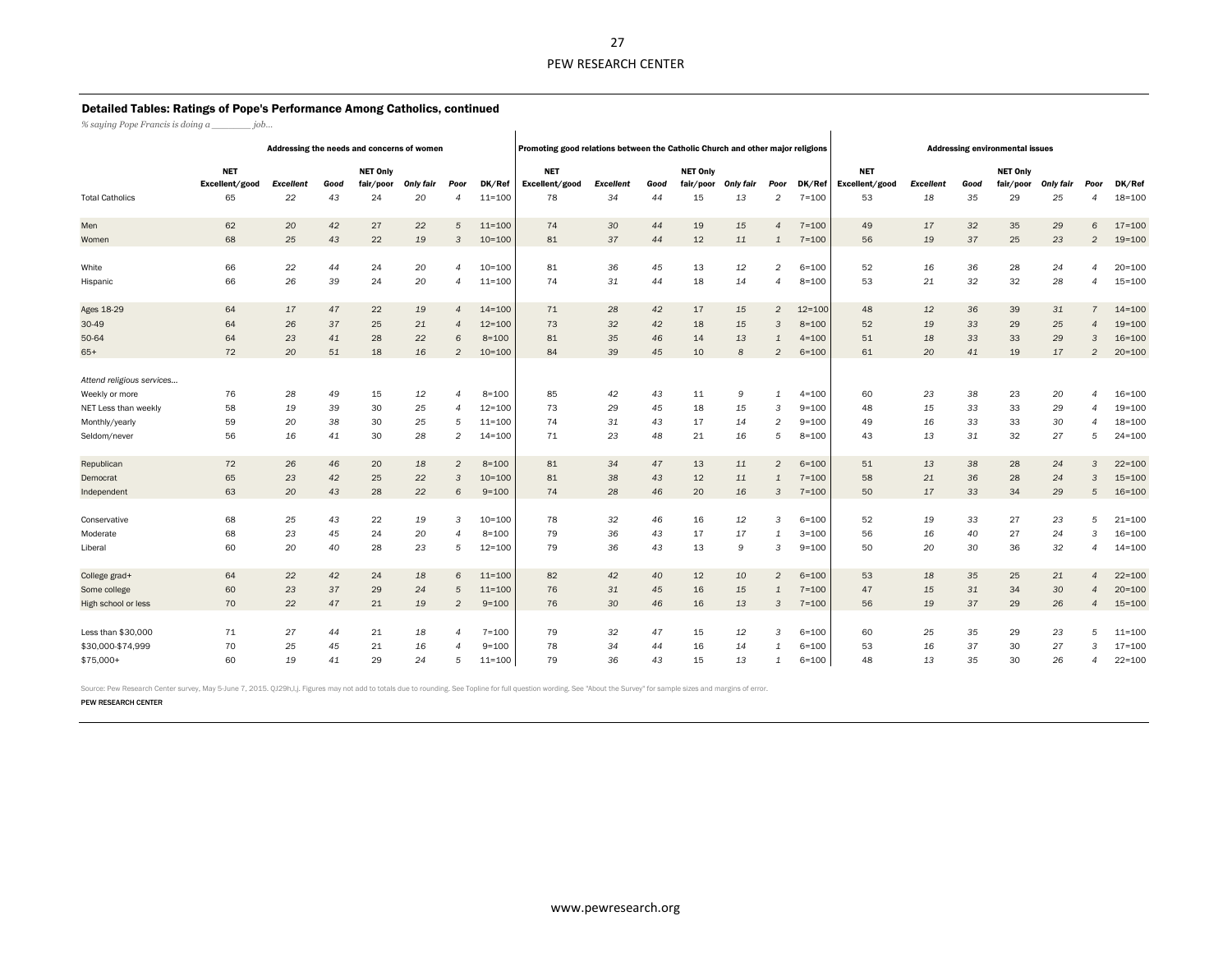### Detailed Tables: Ratings of Pope's Performance Among Catholics, continued

*% saying Pope Francis is doing a _______ job…*

| | Addressing the needs and concerns of women | | | | | | | Promoting good relations between the Catholic Church and other major religions | | | | | | | Addressing environmental issues | | | | | | |
|---|---|---|---|---|---|---|---|---|---|---|---|---|---|---|---|---|---|---|---|---|---|
| | NET Excellent/good | *Excellent* | *Good* | NET Only fair/poor | *Only fair* | *Poor* | DK/Ref | NET Excellent/good | *Excellent* | *Good* | NET Only fair/poor | *Only fair* | *Poor* | DK/Ref | NET Excellent/good | *Excellent* | *Good* | NET Only fair/poor | *Only fair* | *Poor* | DK/Ref |
| Total Catholics | 65 | *22* | *43* | 24 | *20* | *4* | 11=100 | 78 | *34* | *44* | 15 | *13* | *2* | 7=100 | 53 | *18* | *35* | 29 | *25* | *4* | 18=100 |
| Men | 62 | *20* | *42* | 27 | *22* | *5* | 11=100 | 74 | *30* | *44* | 19 | *15* | *4* | 7=100 | 49 | *17* | *32* | 35 | *29* | *6* | 17=100 |
| Women | 68 | *25* | *43* | 22 | *19* | *3* | 10=100 | 81 | *37* | *44* | 12 | *11* | *1* | 7=100 | 56 | *19* | *37* | 25 | *23* | *2* | 19=100 |
| White | 66 | *22* | *44* | 24 | *20* | *4* | 10=100 | 81 | *36* | *45* | 13 | *12* | *2* | 6=100 | 52 | *16* | *36* | 28 | *24* | *4* | 20=100 |
| Hispanic | 66 | *26* | *39* | 24 | *20* | *4* | 11=100 | 74 | *31* | *44* | 18 | *14* | *4* | 8=100 | 53 | *21* | *32* | 32 | *28* | *4* | 15=100 |
| Ages 18-29 | 64 | *17* | *47* | 22 | *19* | *4* | 14=100 | 71 | *28* | *42* | 17 | *15* | *2* | 12=100 | 48 | *12* | *36* | 39 | *31* | *7* | 14=100 |
| 30-49 | 64 | *26* | *37* | 25 | *21* | *4* | 12=100 | 73 | *32* | *42* | 18 | *15* | *3* | 8=100 | 52 | *19* | *33* | 29 | *25* | *4* | 19=100 |
| 50-64 | 64 | *23* | *41* | 28 | *22* | *6* | 8=100 | 81 | *35* | *46* | 14 | *13* | *1* | 4=100 | 51 | *18* | *33* | 33 | *29* | *3* | 16=100 |
| 65+ | 72 | *20* | *51* | 18 | *16* | *2* | 10=100 | 84 | *39* | *45* | 10 | *8* | *2* | 6=100 | 61 | *20* | *41* | 19 | *17* | *2* | 20=100 |
| *Attend religious services…* | | | | | | | | | | | | | | | | | | | | | |
| Weekly or more | 76 | *28* | *49* | 15 | *12* | *4* | 8=100 | 85 | *42* | *43* | 11 | *9* | *1* | 4=100 | 60 | *23* | *38* | 23 | *20* | *4* | 16=100 |
| NET Less than weekly | 58 | *19* | *39* | 30 | *25* | *4* | 12=100 | 73 | *29* | *45* | 18 | *15* | *3* | 9=100 | 48 | *15* | *33* | 33 | *29* | *4* | 19=100 |
| Monthly/yearly | 59 | *20* | *38* | 30 | *25* | *5* | 11=100 | 74 | *31* | *43* | 17 | *14* | *2* | 9=100 | 49 | *16* | *33* | 33 | *30* | *4* | 18=100 |
| Seldom/never | 56 | *16* | *41* | 30 | *28* | *2* | 14=100 | 71 | *23* | *48* | 21 | *16* | *5* | 8=100 | 43 | *13* | *31* | 32 | *27* | *5* | 24=100 |
| Republican | 72 | *26* | *46* | 20 | *18* | *2* | 8=100 | 81 | *34* | *47* | 13 | *11* | *2* | 6=100 | 51 | *13* | *38* | 28 | *24* | *3* | 22=100 |
| Democrat | 65 | *23* | *42* | 25 | *22* | *3* | 10=100 | 81 | *38* | *43* | 12 | *11* | *1* | 7=100 | 58 | *21* | *36* | 28 | *24* | *3* | 15=100 |
| Independent | 63 | *20* | *43* | 28 | *22* | *6* | 9=100 | 74 | *28* | *46* | 20 | *16* | *3* | 7=100 | 50 | *17* | *33* | 34 | *29* | *5* | 16=100 |
| Conservative | 68 | *25* | *43* | 22 | *19* | *3* | 10=100 | 78 | *32* | *46* | 16 | *12* | *3* | 6=100 | 52 | *19* | *33* | 27 | *23* | *5* | 21=100 |
| Moderate | 68 | *23* | *45* | 24 | *20* | *4* | 8=100 | 79 | *36* | *43* | 17 | *17* | *1* | 3=100 | 56 | *16* | *40* | 27 | *24* | *3* | 16=100 |
| Liberal | 60 | *20* | *40* | 28 | *23* | *5* | 12=100 | 79 | *36* | *43* | 13 | *9* | *3* | 9=100 | 50 | *20* | *30* | 36 | *32* | *4* | 14=100 |
| College grad+ | 64 | *22* | *42* | 24 | *18* | *6* | 11=100 | 82 | *42* | *40* | 12 | *10* | *2* | 6=100 | 53 | *18* | *35* | 25 | *21* | *4* | 22=100 |
| Some college | 60 | *23* | *37* | 29 | *24* | *5* | 11=100 | 76 | *31* | *45* | 16 | *15* | *1* | 7=100 | 47 | *15* | *31* | 34 | *30* | *4* | 20=100 |
| High school or less | 70 | *22* | *47* | 21 | *19* | *2* | 9=100 | 76 | *30* | *46* | 16 | *13* | *3* | 7=100 | 56 | *19* | *37* | 29 | *26* | *4* | 15=100 |
| Less than $30,000 | 71 | *27* | *44* | 21 | *18* | *4* | 7=100 | 79 | *32* | *47* | 15 | *12* | *3* | 6=100 | 60 | *25* | *35* | 29 | *23* | *5* | 11=100 |
| $30,000-$74,999 | 70 | *25* | *45* | 21 | *16* | *4* | 9=100 | 78 | *34* | *44* | 16 | *14* | *1* | 6=100 | 53 | *16* | *37* | 30 | *27* | *3* | 17=100 |
| $75,000+ | 60 | *19* | *41* | 29 | *24* | *5* | 11=100 | 79 | *36* | *43* | 15 | *13* | *1* | 6=100 | 48 | *13* | *35* | 30 | *26* | *4* | 22=100 |

Source: Pew Research Center survey, May 5-June 7, 2015. QJ29h,l,j. Figures may not add to totals due to rounding. See Topline for full question wording. See "About the Survey" for sample sizes and margins of error.

PEW RESEARCH CENTER